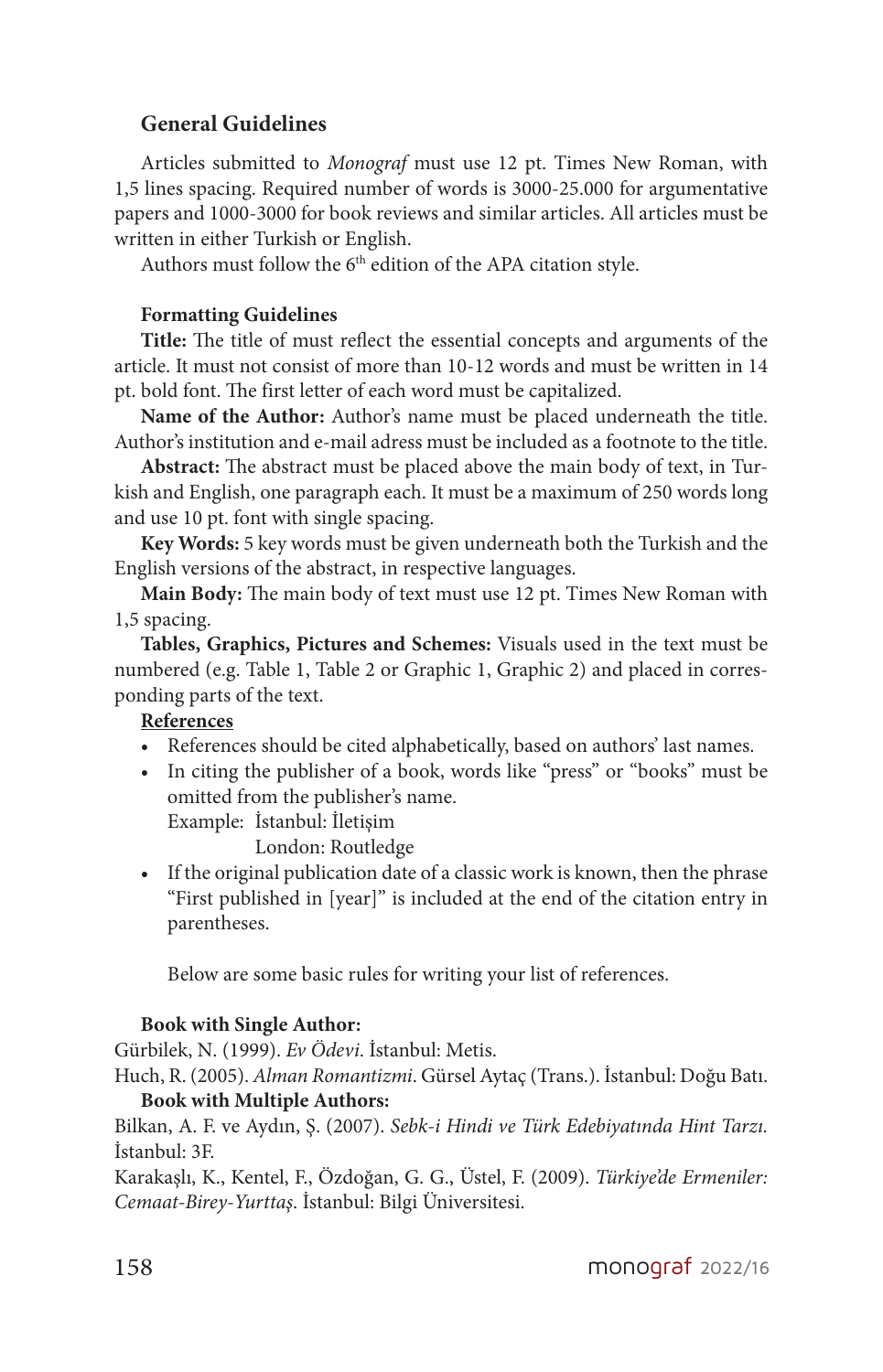## General Guidelines

Articles submitted to *Monograf* must use 12 pt. Times New Roman, with 1,5 lines spacing. Required number of words is 3000-25.000 for argumentative papers and 1000-3000 for book reviews and similar articles. All articles must be written in either Turkish or English.

Authors must follow the 6th edition of the APA citation style.

### Formatting Guidelines

**Title:** The title of must reflect the essential concepts and arguments of the article. It must not consist of more than 10-12 words and must be written in 14 pt. bold font. The first letter of each word must be capitalized.

**Name of the Author:** Author's name must be placed underneath the title. Author's institution and e-mail adress must be included as a footnote to the title.

**Abstract:** The abstract must be placed above the main body of text, in Turkish and English, one paragraph each. It must be a maximum of 250 words long and use 10 pt. font with single spacing.

**Key Words:** 5 key words must be given underneath both the Turkish and the English versions of the abstract, in respective languages.

**Main Body:** The main body of text must use 12 pt. Times New Roman with 1,5 spacing.

**Tables, Graphics, Pictures and Schemes:** Visuals used in the text must be numbered (e.g. Table 1, Table 2 or Graphic 1, Graphic 2) and placed in corresponding parts of the text.

**References**

- References should be cited alphabetically, based on authors' last names.
- In citing the publisher of a book, words like "press" or "books" must be omitted from the publisher's name.
  Example: İstanbul: İletişim
  London: Routledge
- If the original publication date of a classic work is known, then the phrase "First published in [year]" is included at the end of the citation entry in parentheses.

Below are some basic rules for writing your list of references.

**Book with Single Author:**

Gürbilek, N. (1999). *Ev Ödevi*. İstanbul: Metis.

Huch, R. (2005). *Alman Romantizmi*. Gürsel Aytaç (Trans.). İstanbul: Doğu Batı.

**Book with Multiple Authors:**

Bilkan, A. F. ve Aydın, Ş. (2007). *Sebk-i Hindi ve Türk Edebiyatında Hint Tarzı*. İstanbul: 3F.

Karakaşlı, K., Kentel, F., Özdoğan, G. G., Üstel, F. (2009). *Türkiye'de Ermeniler: Cemaat-Birey-Yurttaş*. İstanbul: Bilgi Üniversitesi.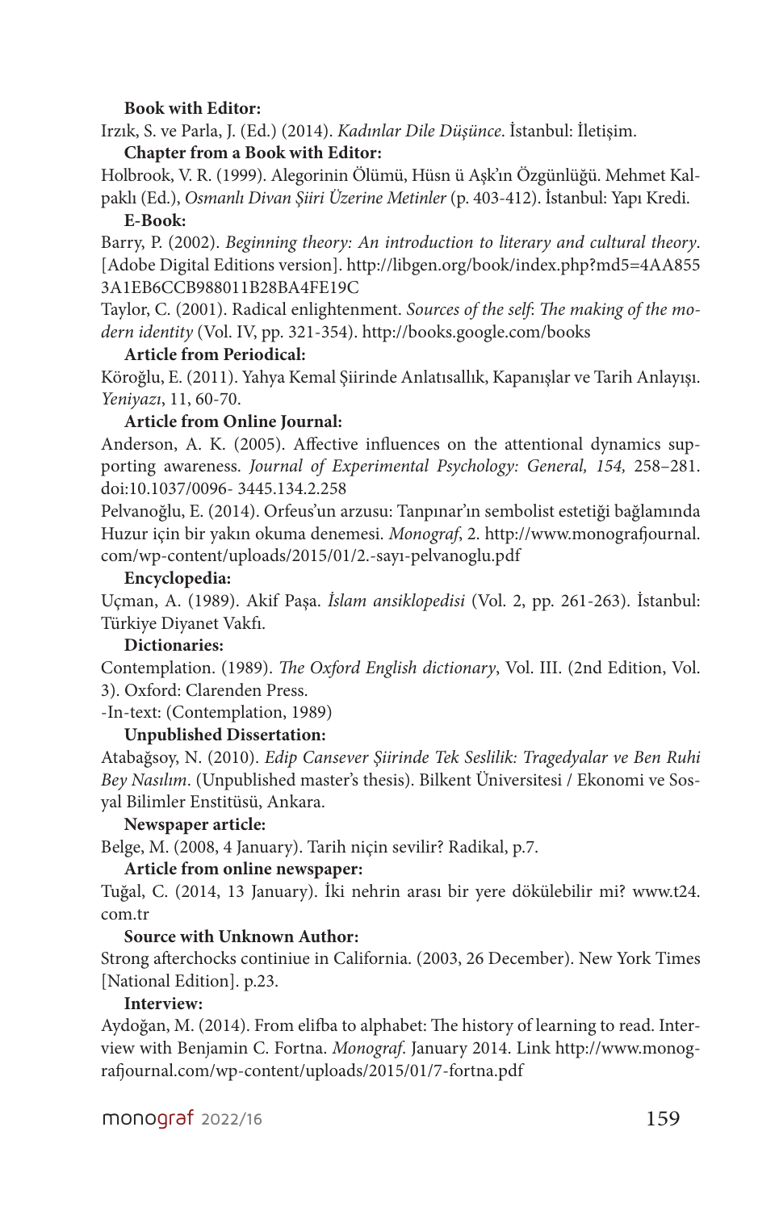**Book with Editor:**

Irzık, S. ve Parla, J. (Ed.) (2014). *Kadınlar Dile Düşünce*. İstanbul: İletişim.

**Chapter from a Book with Editor:**

Holbrook, V. R. (1999). Alegorinin Ölümü, Hüsn ü Aşk'ın Özgünlüğü. Mehmet Kalpaklı (Ed.), *Osmanlı Divan Şiiri Üzerine Metinler* (p. 403-412). İstanbul: Yapı Kredi.

**E-Book:**

Barry, P. (2002). *Beginning theory: An introduction to literary and cultural theory*. [Adobe Digital Editions version]. http://libgen.org/book/index.php?md5=4AA8553A1EB6CCB988011B28BA4FE19C

Taylor, C. (2001). Radical enlightenment. *Sources of the self*: *The making of the modern identity* (Vol. IV, pp. 321-354). http://books.google.com/books

**Article from Periodical:**

Köroğlu, E. (2011). Yahya Kemal Şiirinde Anlatısallık, Kapanışlar ve Tarih Anlayışı. *Yeniyazı*, 11, 60-70.

**Article from Online Journal:**

Anderson, A. K. (2005). Affective influences on the attentional dynamics supporting awareness. *Journal of Experimental Psychology: General, 154,* 258–281. doi:10.1037/0096- 3445.134.2.258

Pelvanoğlu, E. (2014). Orfeus'un arzusu: Tanpınar'ın sembolist estetiği bağlamında Huzur için bir yakın okuma denemesi. *Monograf*, 2. http://www.monografjournal.com/wp-content/uploads/2015/01/2.-sayı-pelvanoglu.pdf

**Encyclopedia:**

Uçman, A. (1989). Akif Paşa. *İslam ansiklopedisi* (Vol. 2, pp. 261-263). İstanbul: Türkiye Diyanet Vakfı.

**Dictionaries:**

Contemplation. (1989). *The Oxford English dictionary*, Vol. III. (2nd Edition, Vol. 3). Oxford: Clarenden Press.

-In-text: (Contemplation, 1989)

**Unpublished Dissertation:**

Atabağsoy, N. (2010). *Edip Cansever Şiirinde Tek Seslilik: Tragedyalar ve Ben Ruhi Bey Nasılım*. (Unpublished master's thesis). Bilkent Üniversitesi / Ekonomi ve Sosyal Bilimler Enstitüsü, Ankara.

**Newspaper article:**

Belge, M. (2008, 4 January). Tarih niçin sevilir? Radikal, p.7.

**Article from online newspaper:**

Tuğal, C. (2014, 13 January). İki nehrin arası bir yere dökülebilir mi? www.t24.com.tr

**Source with Unknown Author:**

Strong afterchocks continiue in California. (2003, 26 December). New York Times [National Edition]. p.23.

**Interview:**

Aydoğan, M. (2014). From elifba to alphabet: The history of learning to read. Interview with Benjamin C. Fortna. *Monograf*. January 2014. Link http://www.monografjournal.com/wp-content/uploads/2015/01/7-fortna.pdf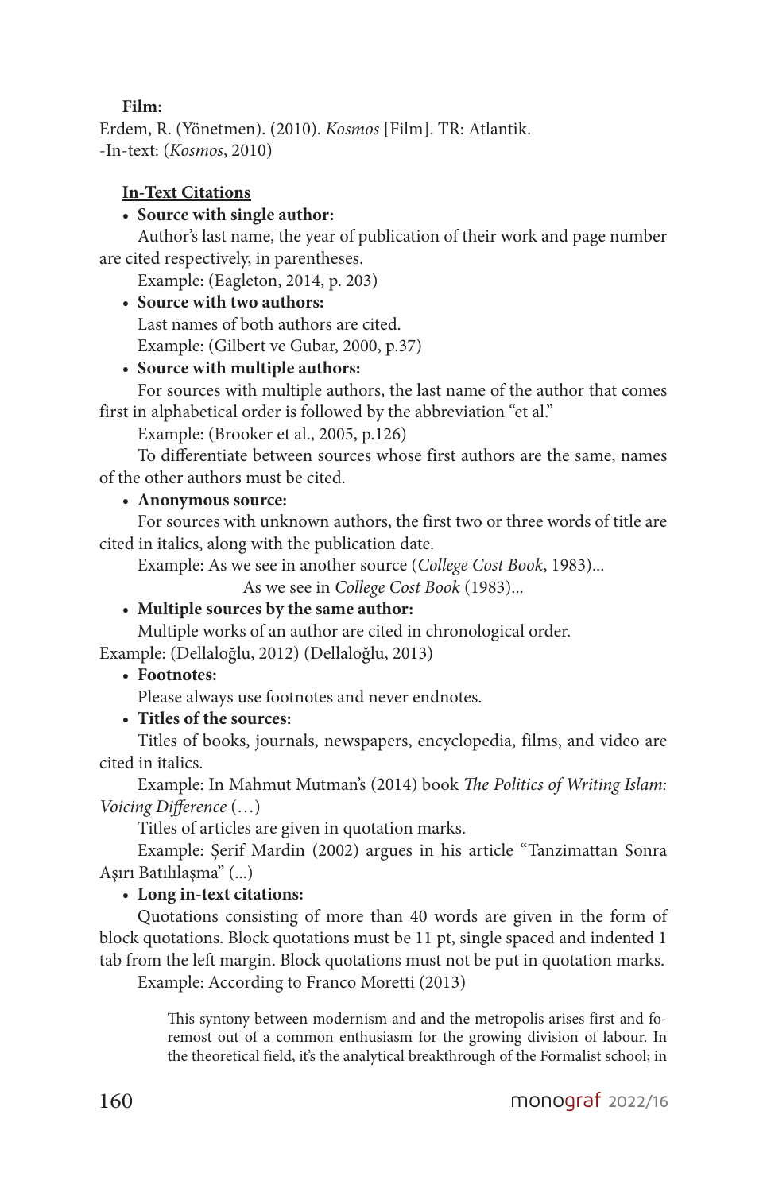**Film:**

Erdem, R. (Yönetmen). (2010). *Kosmos* [Film]. TR: Atlantik.
-In-text: (*Kosmos*, 2010)

**<u>In-Text Citations</u>**

- **Source with single author:**

  Author's last name, the year of publication of their work and page number are cited respectively, in parentheses.

  Example: (Eagleton, 2014, p. 203)

- **Source with two authors:**

  Last names of both authors are cited.

  Example: (Gilbert ve Gubar, 2000, p.37)

- **Source with multiple authors:**

  For sources with multiple authors, the last name of the author that comes first in alphabetical order is followed by the abbreviation "et al."

  Example: (Brooker et al., 2005, p.126)

  To differentiate between sources whose first authors are the same, names of the other authors must be cited.

- **Anonymous source:**

  For sources with unknown authors, the first two or three words of title are cited in italics, along with the publication date.

  Example: As we see in another source (*College Cost Book*, 1983)...

  As we see in *College Cost Book* (1983)...

- **Multiple sources by the same author:**

  Multiple works of an author are cited in chronological order.

Example: (Dellaloğlu, 2012) (Dellaloğlu, 2013)

- **Footnotes:**

  Please always use footnotes and never endnotes.

- **Titles of the sources:**

  Titles of books, journals, newspapers, encyclopedia, films, and video are cited in italics.

  Example: In Mahmut Mutman's (2014) book *The Politics of Writing Islam: Voicing Difference* (…)

  Titles of articles are given in quotation marks.

  Example: Şerif Mardin (2002) argues in his article "Tanzimattan Sonra Aşırı Batılılaşma" (...)

- **Long in-text citations:**

  Quotations consisting of more than 40 words are given in the form of block quotations. Block quotations must be 11 pt, single spaced and indented 1 tab from the left margin. Block quotations must not be put in quotation marks.

  Example: According to Franco Moretti (2013)

> This syntony between modernism and and the metropolis arises first and foremost out of a common enthusiasm for the growing division of labour. In the theoretical field, it's the analytical breakthrough of the Formalist school; in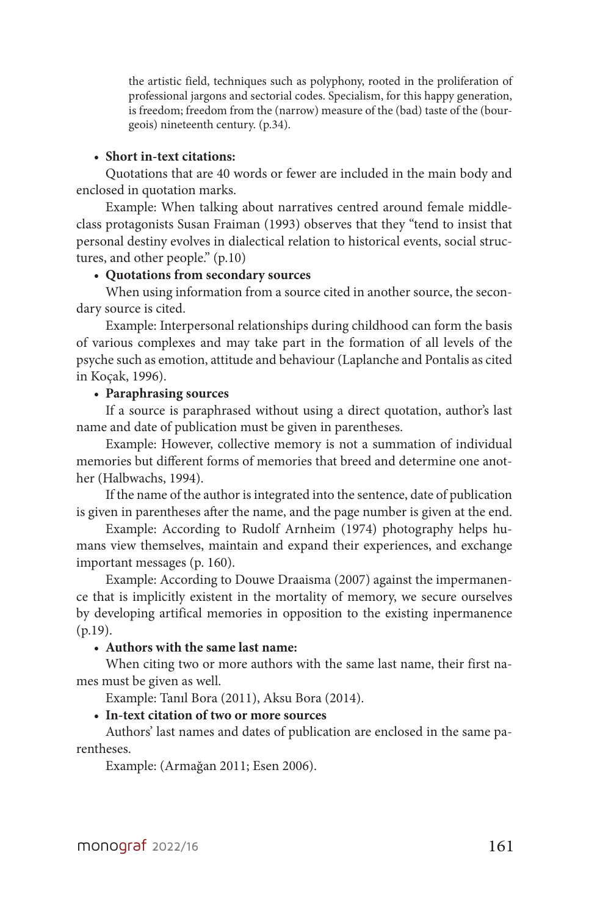> the artistic field, techniques such as polyphony, rooted in the proliferation of professional jargons and sectorial codes. Specialism, for this happy generation, is freedom; freedom from the (narrow) measure of the (bad) taste of the (bourgeois) nineteenth century. (p.34).

- **Short in-text citations:**

Quotations that are 40 words or fewer are included in the main body and enclosed in quotation marks.

Example: When talking about narratives centred around female middle-class protagonists Susan Fraiman (1993) observes that they "tend to insist that personal destiny evolves in dialectical relation to historical events, social structures, and other people." (p.10)

- **Quotations from secondary sources**

When using information from a source cited in another source, the secondary source is cited.

Example: Interpersonal relationships during childhood can form the basis of various complexes and may take part in the formation of all levels of the psyche such as emotion, attitude and behaviour (Laplanche and Pontalis as cited in Koçak, 1996).

- **Paraphrasing sources**

If a source is paraphrased without using a direct quotation, author's last name and date of publication must be given in parentheses.

Example: However, collective memory is not a summation of individual memories but different forms of memories that breed and determine one another (Halbwachs, 1994).

If the name of the author is integrated into the sentence, date of publication is given in parentheses after the name, and the page number is given at the end.

Example: According to Rudolf Arnheim (1974) photography helps humans view themselves, maintain and expand their experiences, and exchange important messages (p. 160).

Example: According to Douwe Draaisma (2007) against the impermanence that is implicitly existent in the mortality of memory, we secure ourselves by developing artifical memories in opposition to the existing inpermanence (p.19).

- **Authors with the same last name:**

When citing two or more authors with the same last name, their first names must be given as well.

Example: Tanıl Bora (2011), Aksu Bora (2014).

- **In-text citation of two or more sources**

Authors' last names and dates of publication are enclosed in the same parentheses.

Example: (Armağan 2011; Esen 2006).